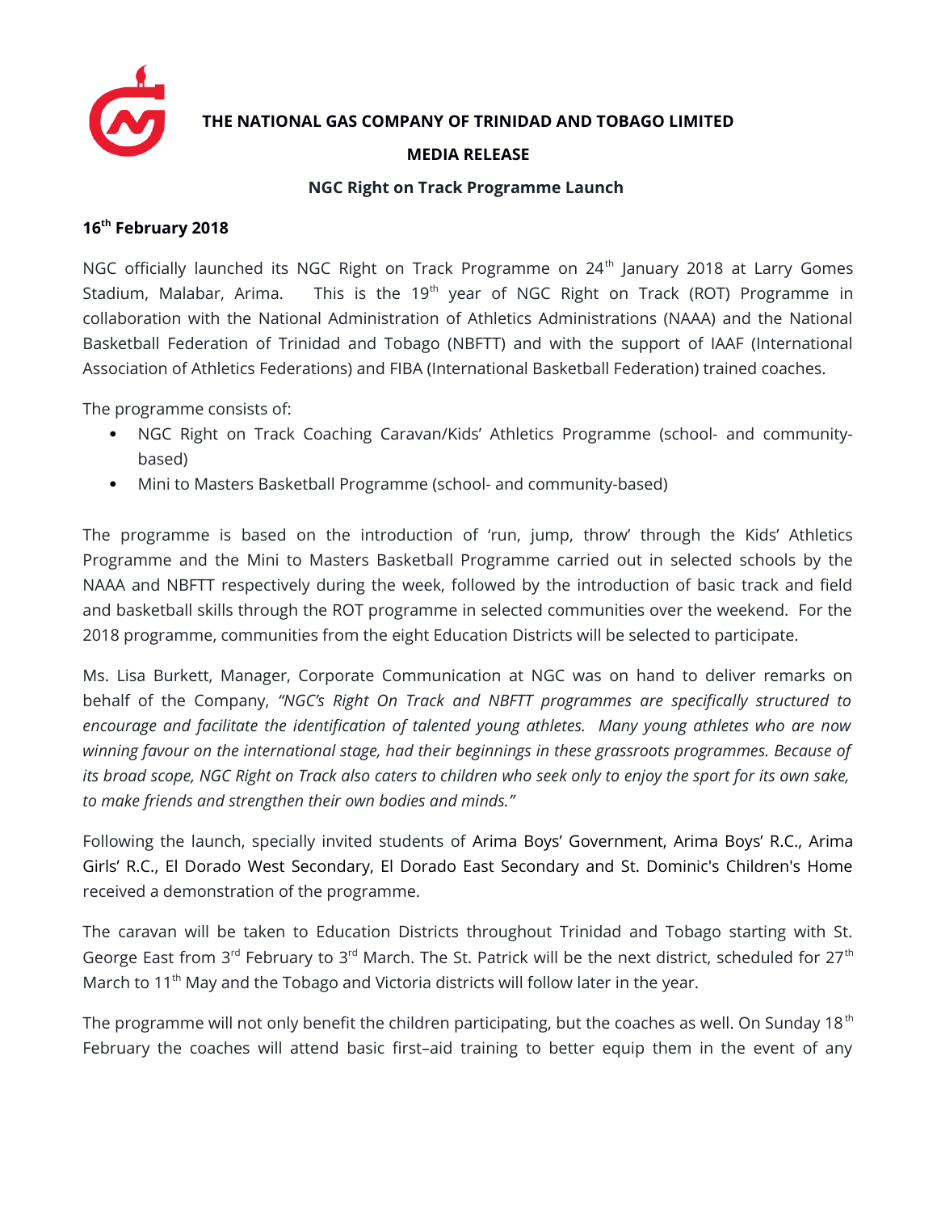**THE NATIONAL GAS COMPANY OF TRINIDAD AND TOBAGO LIMITED**

**MEDIA RELEASE**

**NGC Right on Track Programme Launch**

**16th February 2018**

NGC officially launched its NGC Right on Track Programme on 24th January 2018 at Larry Gomes Stadium, Malabar, Arima. This is the 19th year of NGC Right on Track (ROT) Programme in collaboration with the National Administration of Athletics Administrations (NAAA) and the National Basketball Federation of Trinidad and Tobago (NBFTT) and with the support of IAAF (International Association of Athletics Federations) and FIBA (International Basketball Federation) trained coaches.

The programme consists of:

- NGC Right on Track Coaching Caravan/Kids' Athletics Programme (school- and community-based)
- Mini to Masters Basketball Programme (school- and community-based)

The programme is based on the introduction of 'run, jump, throw' through the Kids' Athletics Programme and the Mini to Masters Basketball Programme carried out in selected schools by the NAAA and NBFTT respectively during the week, followed by the introduction of basic track and field and basketball skills through the ROT programme in selected communities over the weekend. For the 2018 programme, communities from the eight Education Districts will be selected to participate.

Ms. Lisa Burkett, Manager, Corporate Communication at NGC was on hand to deliver remarks on behalf of the Company, *"NGC's Right On Track and NBFTT programmes are specifically structured to encourage and facilitate the identification of talented young athletes. Many young athletes who are now winning favour on the international stage, had their beginnings in these grassroots programmes. Because of its broad scope, NGC Right on Track also caters to children who seek only to enjoy the sport for its own sake, to make friends and strengthen their own bodies and minds."*

Following the launch, specially invited students of Arima Boys' Government, Arima Boys' R.C., Arima Girls' R.C., El Dorado West Secondary, El Dorado East Secondary and St. Dominic's Children's Home received a demonstration of the programme.

The caravan will be taken to Education Districts throughout Trinidad and Tobago starting with St. George East from 3rd February to 3rd March. The St. Patrick will be the next district, scheduled for 27th March to 11th May and the Tobago and Victoria districts will follow later in the year.

The programme will not only benefit the children participating, but the coaches as well. On Sunday 18th February the coaches will attend basic first–aid training to better equip them in the event of any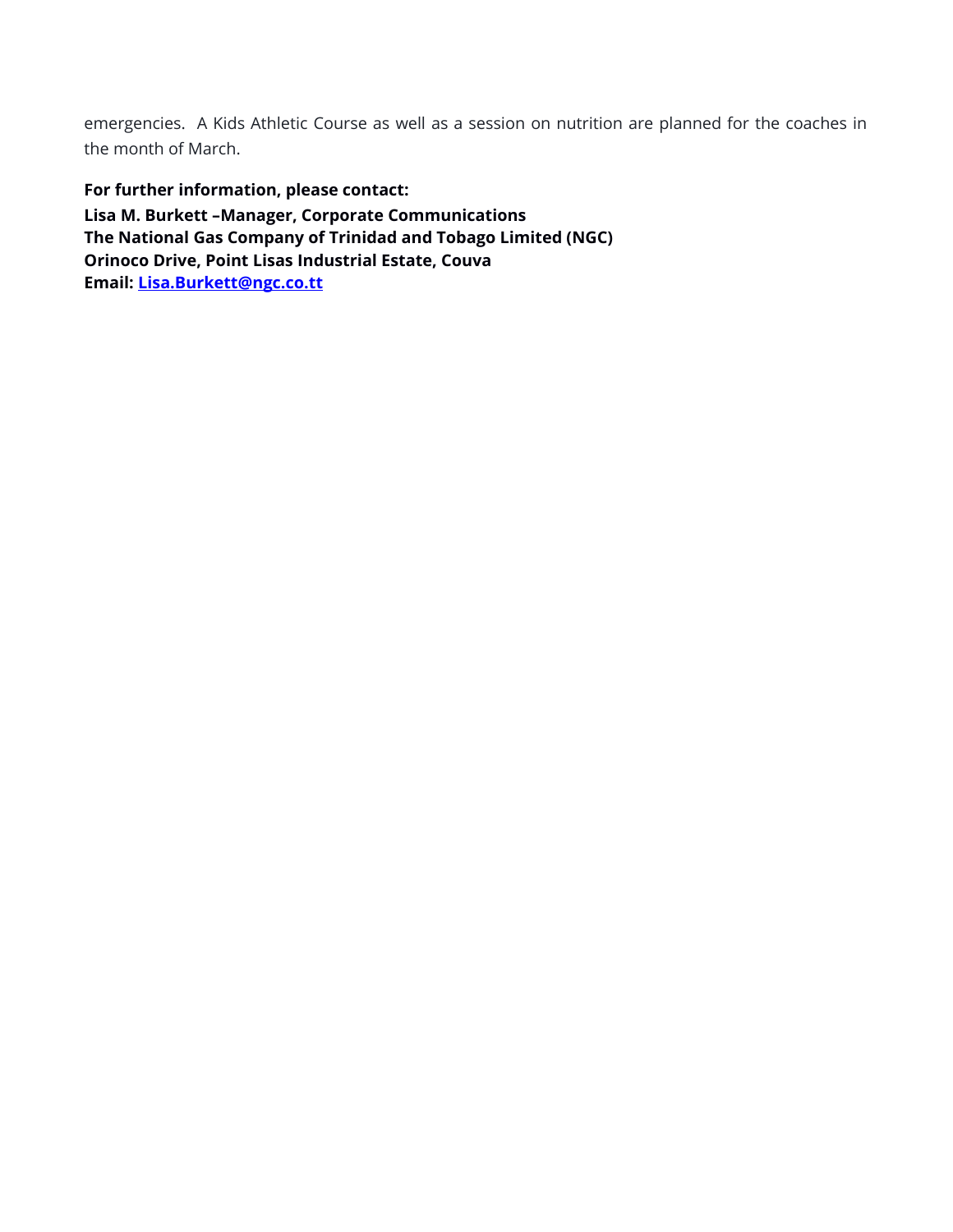emergencies. A Kids Athletic Course as well as a session on nutrition are planned for the coaches in the month of March.

**For further information, please contact:**
**Lisa M. Burkett –Manager, Corporate Communications**
**The National Gas Company of Trinidad and Tobago Limited (NGC)**
**Orinoco Drive, Point Lisas Industrial Estate, Couva**
**Email: Lisa.Burkett@ngc.co.tt**